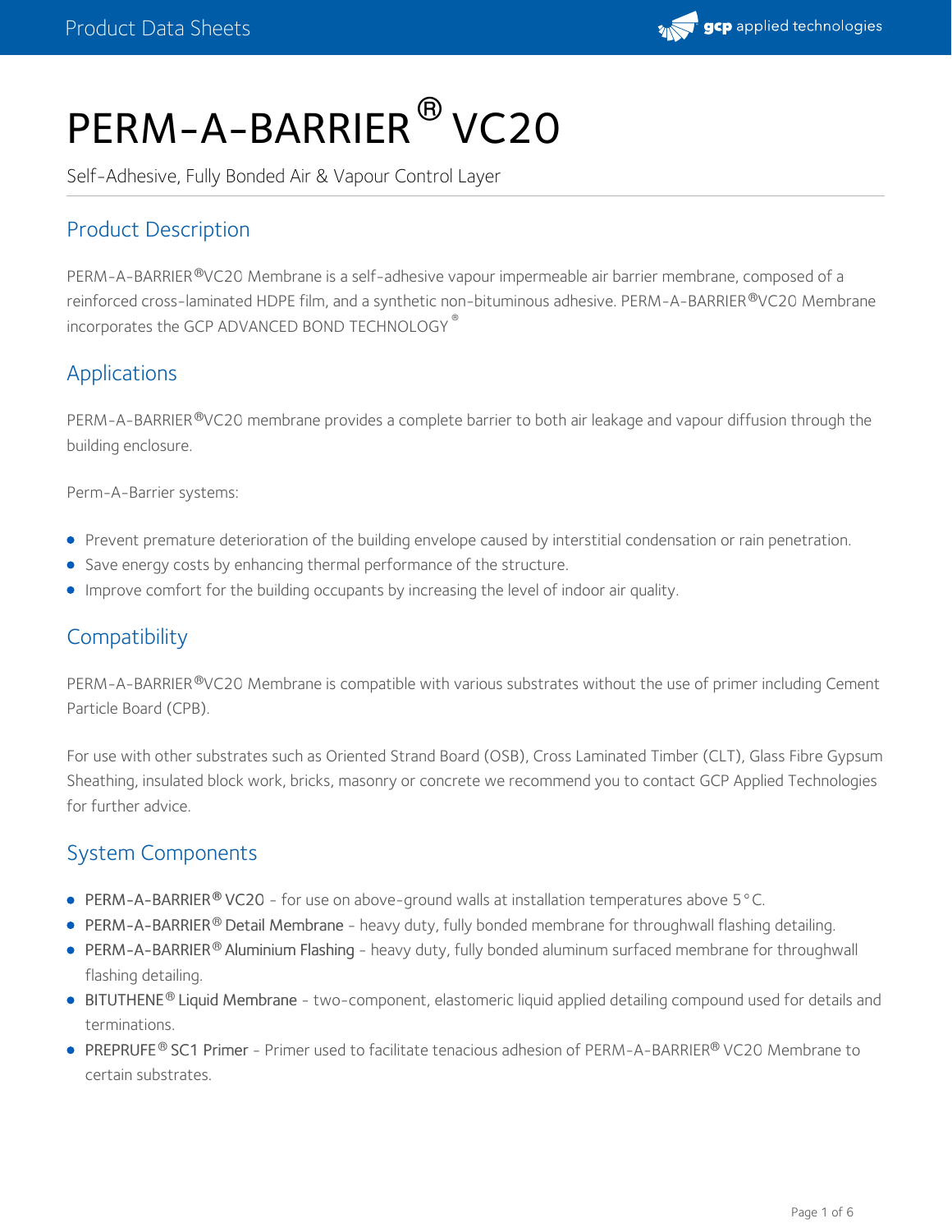# PERM-A-BARRIER® VC20

Self-Adhesive, Fully Bonded Air & Vapour Control Layer

## Product Description

PERM-A-BARRIER®VC20 Membrane is a self-adhesive vapour impermeable air barrier membrane, composed of a reinforced cross-laminated HDPE film, and a synthetic non-bituminous adhesive. PERM-A-BARRIER®VC20 Membrane incorporates the GCP ADVANCED BOND TECHNOLOGY®

## Applications

PERM-A-BARRIER®VC20 membrane provides a complete barrier to both air leakage and vapour diffusion through the building enclosure.

Perm-A-Barrier systems:

- Prevent premature deterioration of the building envelope caused by interstitial condensation or rain penetration.
- Save energy costs by enhancing thermal performance of the structure.
- Improve comfort for the building occupants by increasing the level of indoor air quality.

## Compatibility

PERM-A-BARRIER®VC20 Membrane is compatible with various substrates without the use of primer including Cement Particle Board (CPB).

For use with other substrates such as Oriented Strand Board (OSB), Cross Laminated Timber (CLT), Glass Fibre Gypsum Sheathing, insulated block work, bricks, masonry or concrete we recommend you to contact GCP Applied Technologies for further advice.

## System Components

- PERM-A-BARRIER® VC20 - for use on above-ground walls at installation temperatures above 5°C.
- PERM-A-BARRIER® Detail Membrane - heavy duty, fully bonded membrane for throughwall flashing detailing.
- PERM-A-BARRIER® Aluminium Flashing - heavy duty, fully bonded aluminum surfaced membrane for throughwall flashing detailing.
- BITUTHENE® Liquid Membrane - two-component, elastomeric liquid applied detailing compound used for details and terminations.
- PREPRUFE® SC1 Primer - Primer used to facilitate tenacious adhesion of PERM-A-BARRIER® VC20 Membrane to certain substrates.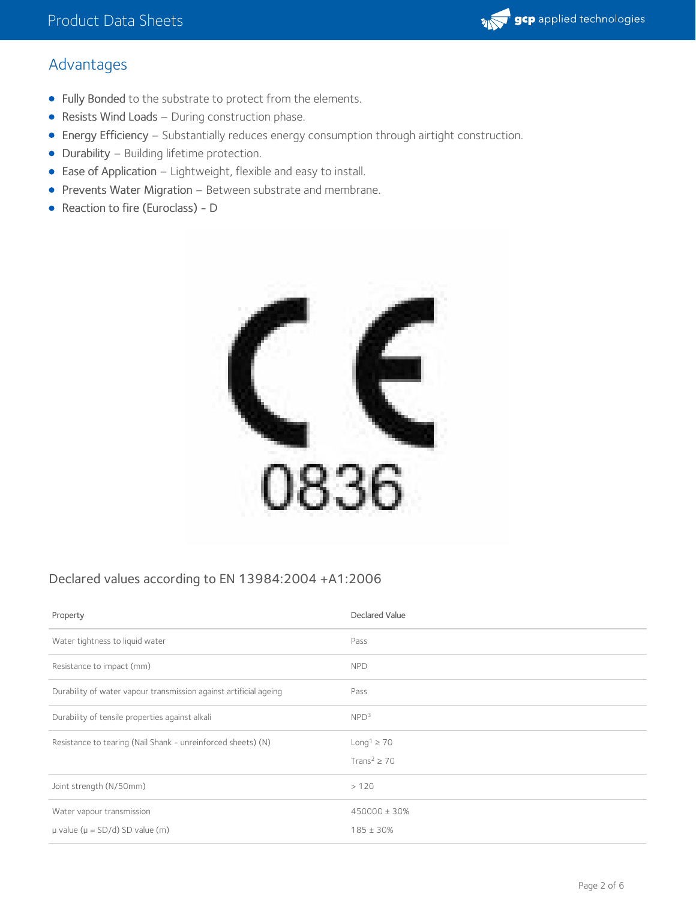## Advantages

- Fully Bonded to the substrate to protect from the elements.
- Resists Wind Loads – During construction phase.
- Energy Efficiency – Substantially reduces energy consumption through airtight construction.
- Durability – Building lifetime protection.
- Ease of Application – Lightweight, flexible and easy to install.
- Prevents Water Migration – Between substrate and membrane.
- Reaction to fire (Euroclass) - D

CE 0836

### Declared values according to EN 13984:2004 +A1:2006

| Property | Declared Value |
| --- | --- |
| Water tightness to liquid water | Pass |
| Resistance to impact (mm) | NPD |
| Durability of water vapour transmission against artificial ageing | Pass |
| Durability of tensile properties against alkali | NPD[3] |
| Resistance to tearing (Nail Shank - unreinforced sheets) (N) | Long[1] ≥ 70<br>Trans[2] ≥ 70 |
| Joint strength (N/50mm) | > 120 |
| Water vapour transmission<br>μ value (μ = SD/d) SD value (m) | 450000 ± 30%<br>185 ± 30% |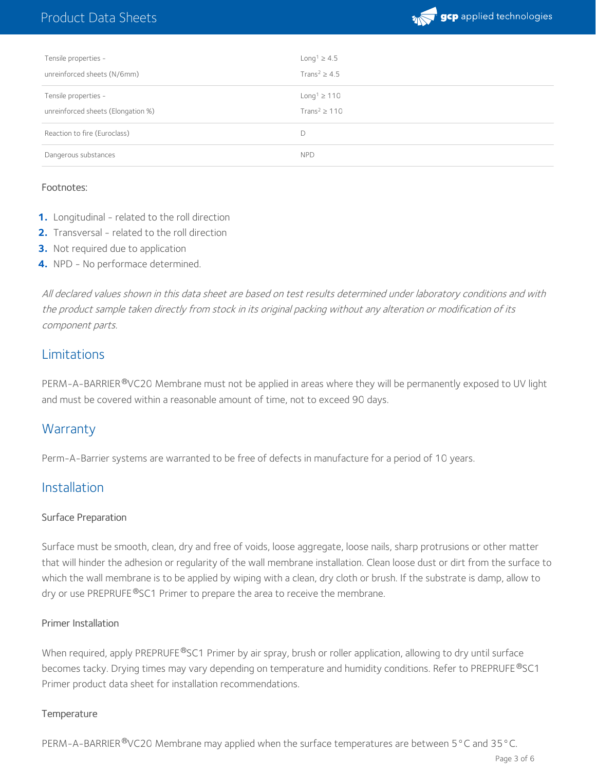| | |
|---|---|
| Tensile properties - unreinforced sheets (N/6mm) | Long[1] ≥ 4.5<br>Trans[2] ≥ 4.5 |
| Tensile properties - unreinforced sheets (Elongation %) | Long[1] ≥ 110<br>Trans[2] ≥ 110 |
| Reaction to fire (Euroclass) | D |
| Dangerous substances | NPD |

Footnotes:

1. Longitudinal - related to the roll direction
2. Transversal - related to the roll direction
3. Not required due to application
4. NPD - No performace determined.

*All declared values shown in this data sheet are based on test results determined under laboratory conditions and with the product sample taken directly from stock in its original packing without any alteration or modification of its component parts.*

## Limitations

PERM-A-BARRIER®VC20 Membrane must not be applied in areas where they will be permanently exposed to UV light and must be covered within a reasonable amount of time, not to exceed 90 days.

## Warranty

Perm-A-Barrier systems are warranted to be free of defects in manufacture for a period of 10 years.

## Installation

### Surface Preparation

Surface must be smooth, clean, dry and free of voids, loose aggregate, loose nails, sharp protrusions or other matter that will hinder the adhesion or regularity of the wall membrane installation. Clean loose dust or dirt from the surface to which the wall membrane is to be applied by wiping with a clean, dry cloth or brush. If the substrate is damp, allow to dry or use PREPRUFE®SC1 Primer to prepare the area to receive the membrane.

### Primer Installation

When required, apply PREPRUFE®SC1 Primer by air spray, brush or roller application, allowing to dry until surface becomes tacky. Drying times may vary depending on temperature and humidity conditions. Refer to PREPRUFE®SC1 Primer product data sheet for installation recommendations.

### Temperature

PERM-A-BARRIER®VC20 Membrane may applied when the surface temperatures are between 5°C and 35°C.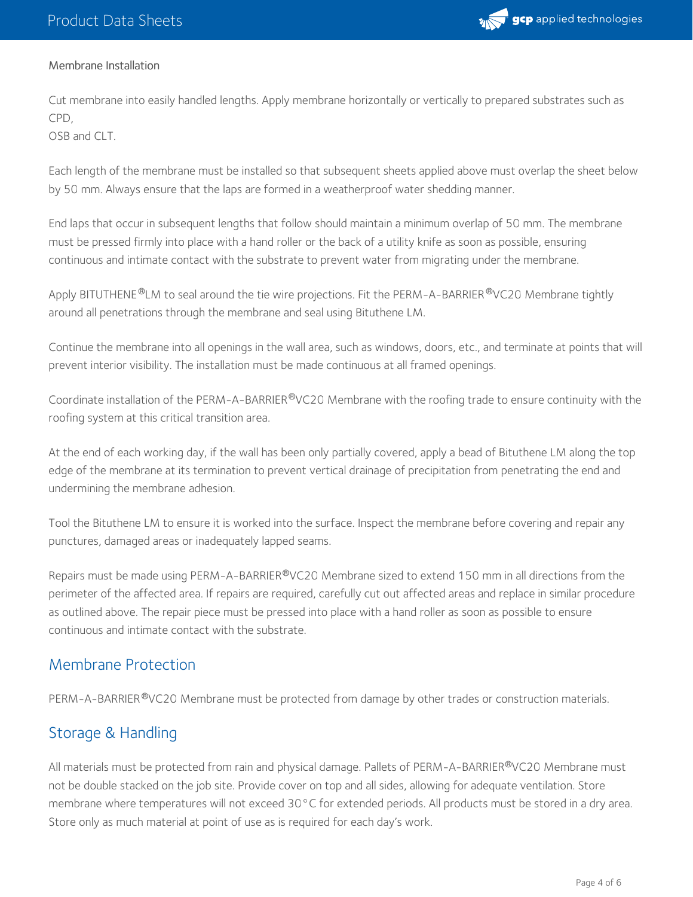Membrane Installation

Cut membrane into easily handled lengths. Apply membrane horizontally or vertically to prepared substrates such as CPD,
OSB and CLT.

Each length of the membrane must be installed so that subsequent sheets applied above must overlap the sheet below by 50 mm. Always ensure that the laps are formed in a weatherproof water shedding manner.

End laps that occur in subsequent lengths that follow should maintain a minimum overlap of 50 mm. The membrane must be pressed firmly into place with a hand roller or the back of a utility knife as soon as possible, ensuring continuous and intimate contact with the substrate to prevent water from migrating under the membrane.

Apply BITUTHENE®LM to seal around the tie wire projections. Fit the PERM-A-BARRIER®VC20 Membrane tightly around all penetrations through the membrane and seal using Bituthene LM.

Continue the membrane into all openings in the wall area, such as windows, doors, etc., and terminate at points that will prevent interior visibility. The installation must be made continuous at all framed openings.

Coordinate installation of the PERM-A-BARRIER®VC20 Membrane with the roofing trade to ensure continuity with the roofing system at this critical transition area.

At the end of each working day, if the wall has been only partially covered, apply a bead of Bituthene LM along the top edge of the membrane at its termination to prevent vertical drainage of precipitation from penetrating the end and undermining the membrane adhesion.

Tool the Bituthene LM to ensure it is worked into the surface. Inspect the membrane before covering and repair any punctures, damaged areas or inadequately lapped seams.

Repairs must be made using PERM-A-BARRIER®VC20 Membrane sized to extend 150 mm in all directions from the perimeter of the affected area. If repairs are required, carefully cut out affected areas and replace in similar procedure as outlined above. The repair piece must be pressed into place with a hand roller as soon as possible to ensure continuous and intimate contact with the substrate.

## Membrane Protection

PERM-A-BARRIER®VC20 Membrane must be protected from damage by other trades or construction materials.

## Storage & Handling

All materials must be protected from rain and physical damage. Pallets of PERM-A-BARRIER®VC20 Membrane must not be double stacked on the job site. Provide cover on top and all sides, allowing for adequate ventilation. Store membrane where temperatures will not exceed 30°C for extended periods. All products must be stored in a dry area. Store only as much material at point of use as is required for each day's work.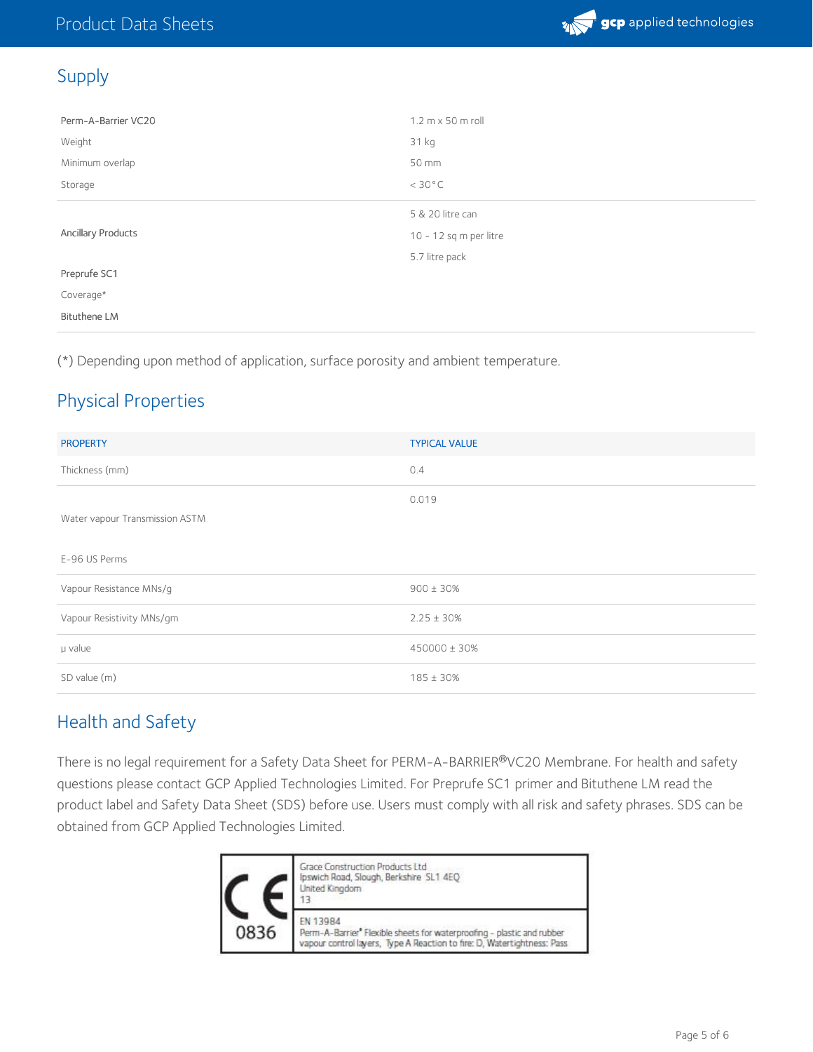## Supply

| | |
|---|---|
| Perm-A-Barrier VC20 | 1.2 m x 50 m roll |
| Weight | 31 kg |
| Minimum overlap | 50 mm |
| Storage | < 30°C |
| Ancillary Products | |
| Preprufe SC1 | 5 & 20 litre can |
| Coverage* | 10 - 12 sq m per litre |
| Bituthene LM | 5.7 litre pack |

(*) Depending upon method of application, surface porosity and ambient temperature.

## Physical Properties

| PROPERTY | TYPICAL VALUE |
|---|---|
| Thickness (mm) | 0.4 |
| Water vapour Transmission ASTM E-96 US Perms | 0.019 |
| Vapour Resistance MNs/g | 900 ± 30% |
| Vapour Resistivity MNs/gm | 2.25 ± 30% |
| μ value | 450000 ± 30% |
| SD value (m) | 185 ± 30% |

## Health and Safety

There is no legal requirement for a Safety Data Sheet for PERM-A-BARRIER®VC20 Membrane. For health and safety questions please contact GCP Applied Technologies Limited. For Preprufe SC1 primer and Bituthene LM read the product label and Safety Data Sheet (SDS) before use. Users must comply with all risk and safety phrases. SDS can be obtained from GCP Applied Technologies Limited.

| CE 0836 | Grace Construction Products Ltd<br>Ipswich Road, Slough, Berkshire SL1 4EQ<br>United Kingdom<br>13 |
|---|---|
| | EN 13984<br>Perm-A-Barrier® Flexible sheets for waterproofing - plastic and rubber vapour control layers, Type A Reaction to fire: D, Watertightness: Pass |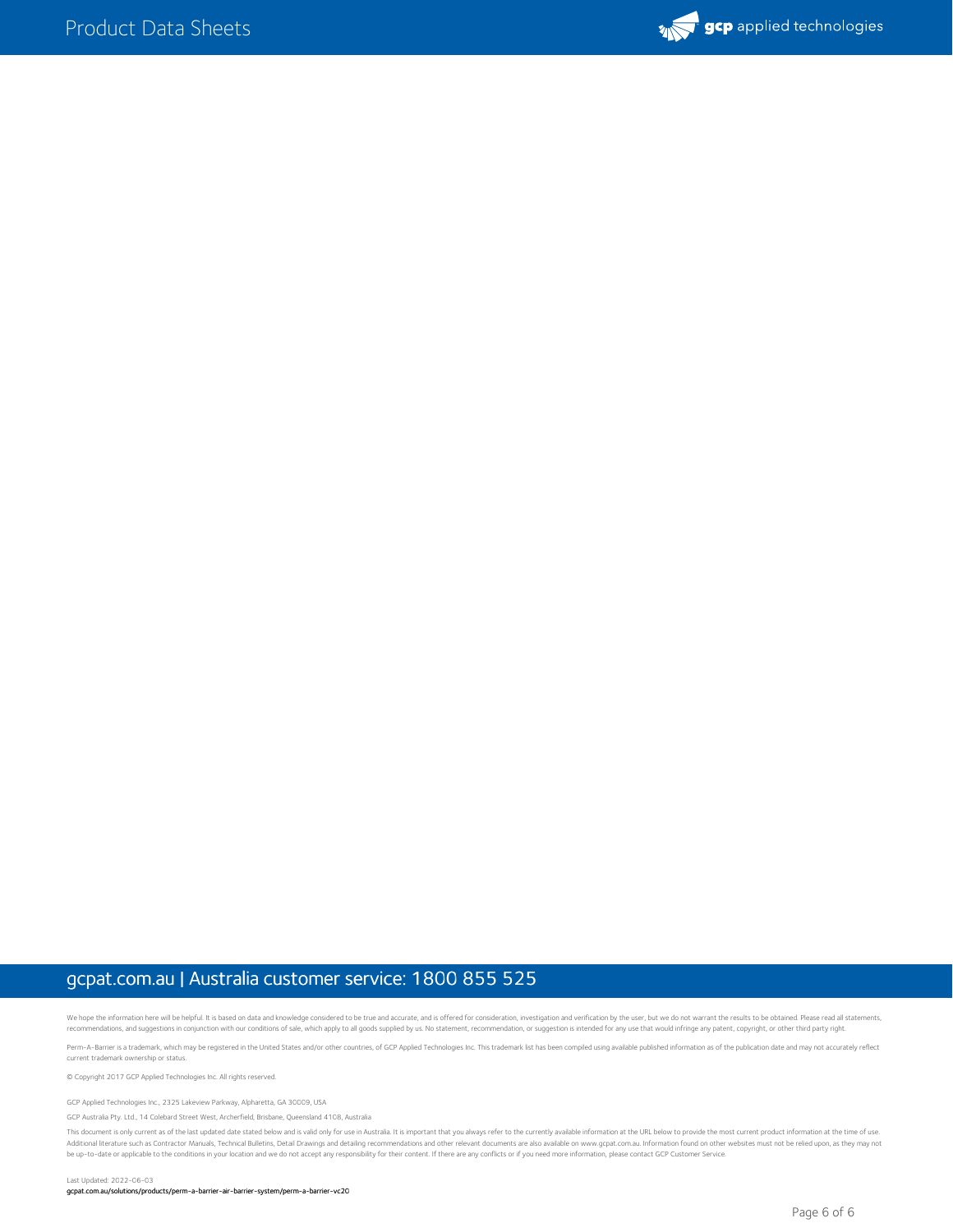gcpat.com.au | Australia customer service: 1800 855 525

We hope the information here will be helpful. It is based on data and knowledge considered to be true and accurate, and is offered for consideration, investigation and verification by the user, but we do not warrant the results to be obtained. Please read all statements, recommendations, and suggestions in conjunction with our conditions of sale, which apply to all goods supplied by us. No statement, recommendation, or suggestion is intended for any use that would infringe any patent, copyright, or other third party right.

Perm-A-Barrier is a trademark, which may be registered in the United States and/or other countries, of GCP Applied Technologies Inc. This trademark list has been compiled using available published information as of the publication date and may not accurately reflect current trademark ownership or status.

© Copyright 2017 GCP Applied Technologies Inc. All rights reserved.

GCP Applied Technologies Inc., 2325 Lakeview Parkway, Alpharetta, GA 30009, USA

GCP Australia Pty. Ltd., 14 Colebard Street West, Archerfield, Brisbane, Queensland 4108, Australia

This document is only current as of the last updated date stated below and is valid only for use in Australia. It is important that you always refer to the currently available information at the URL below to provide the most current product information at the time of use. Additional literature such as Contractor Manuals, Technical Bulletins, Detail Drawings and detailing recommendations and other relevant documents are also available on www.gcpat.com.au. Information found on other websites must not be relied upon, as they may not be up-to-date or applicable to the conditions in your location and we do not accept any responsibility for their content. If there are any conflicts or if you need more information, please contact GCP Customer Service.

Last Updated: 2022-06-03

gcpat.com.au/solutions/products/perm-a-barrier-air-barrier-system/perm-a-barrier-vc20